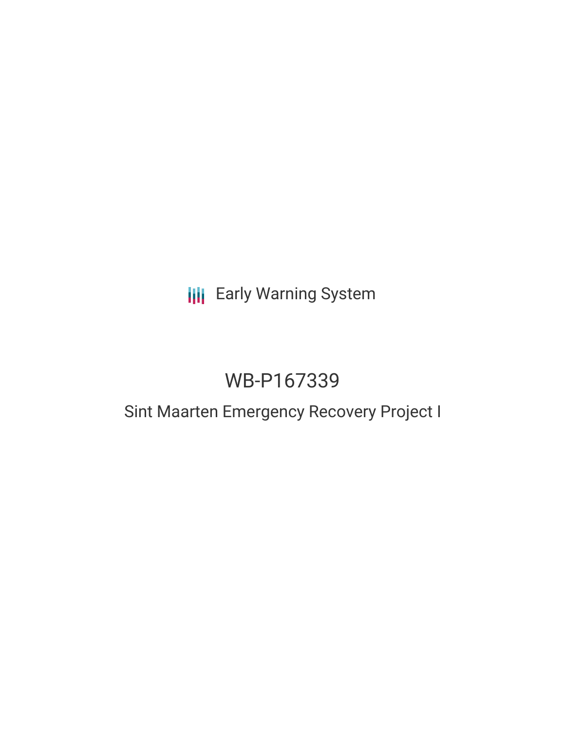Early Warning System

# WB-P167339

## Sint Maarten Emergency Recovery Project I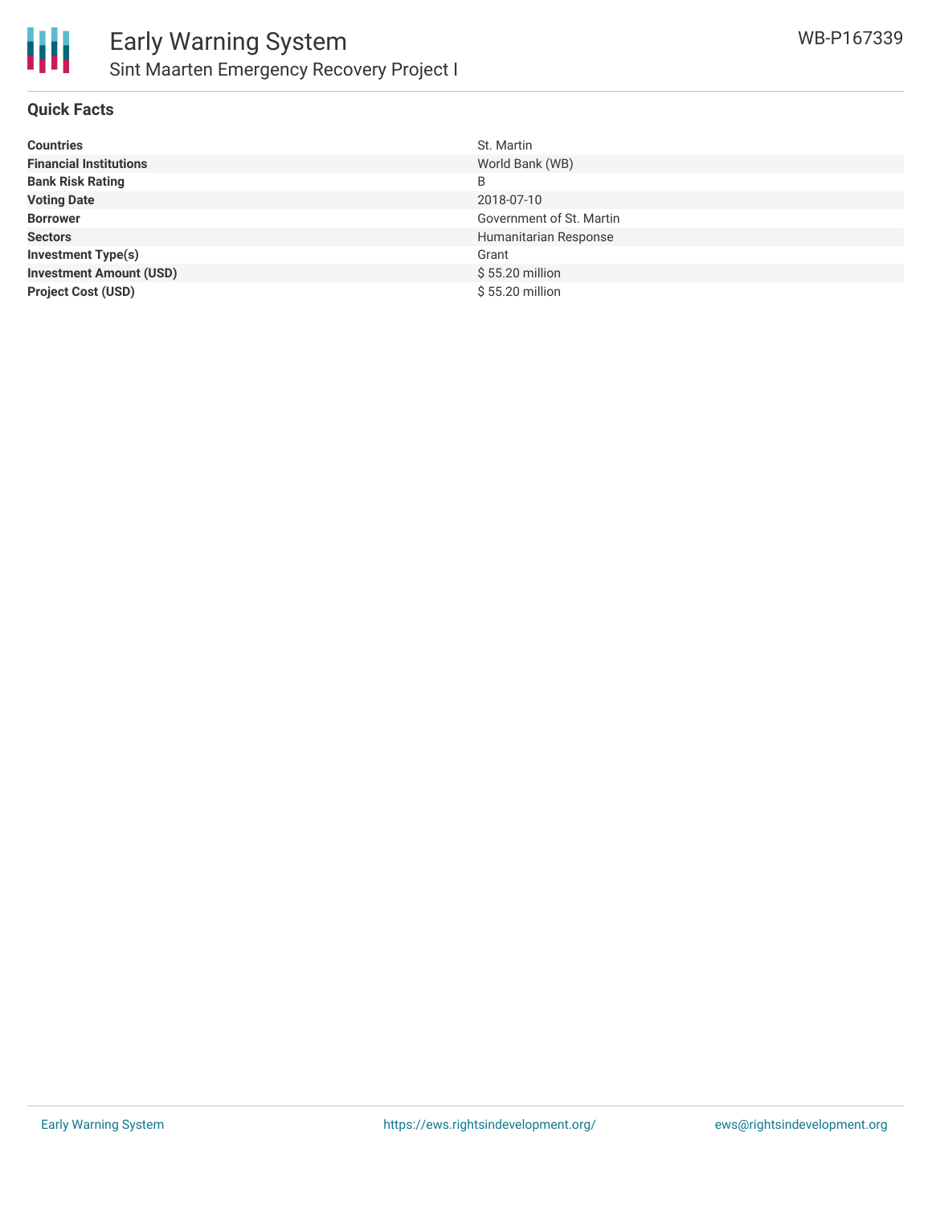# Early Warning System

## Sint Maarten Emergency Recovery Project I

WB-P167339

### Quick Facts

| | |
|---|---|
| **Countries** | St. Martin |
| **Financial Institutions** | World Bank (WB) |
| **Bank Risk Rating** | B |
| **Voting Date** | 2018-07-10 |
| **Borrower** | Government of St. Martin |
| **Sectors** | Humanitarian Response |
| **Investment Type(s)** | Grant |
| **Investment Amount (USD)** | $ 55.20 million |
| **Project Cost (USD)** | $ 55.20 million |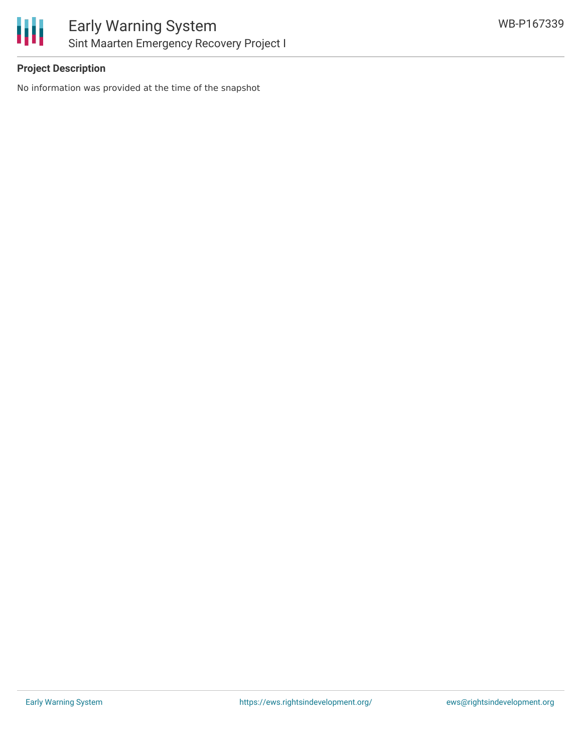**Project Description**

No information was provided at the time of the snapshot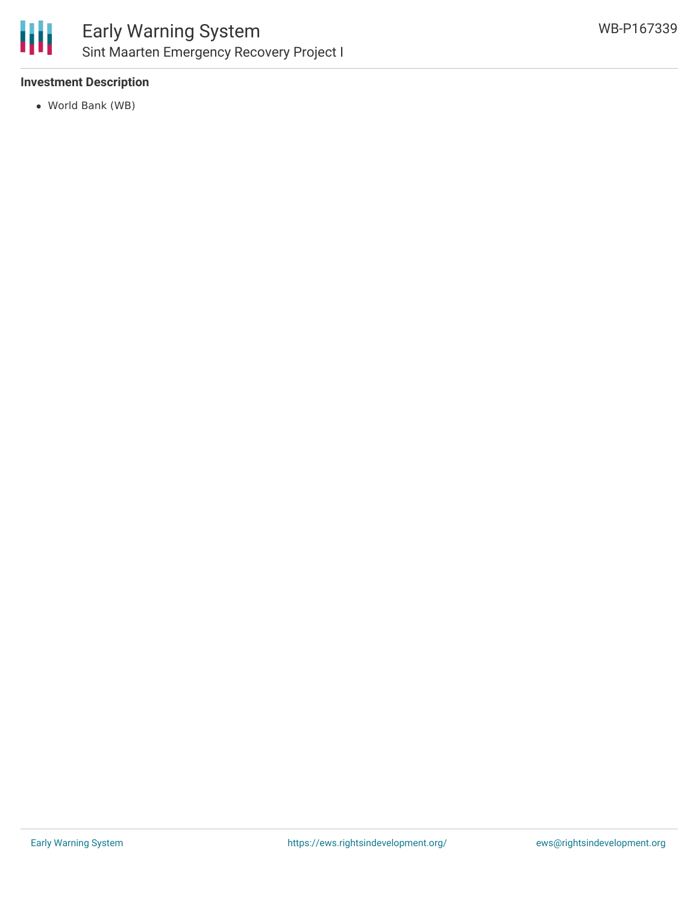### Investment Description

- World Bank (WB)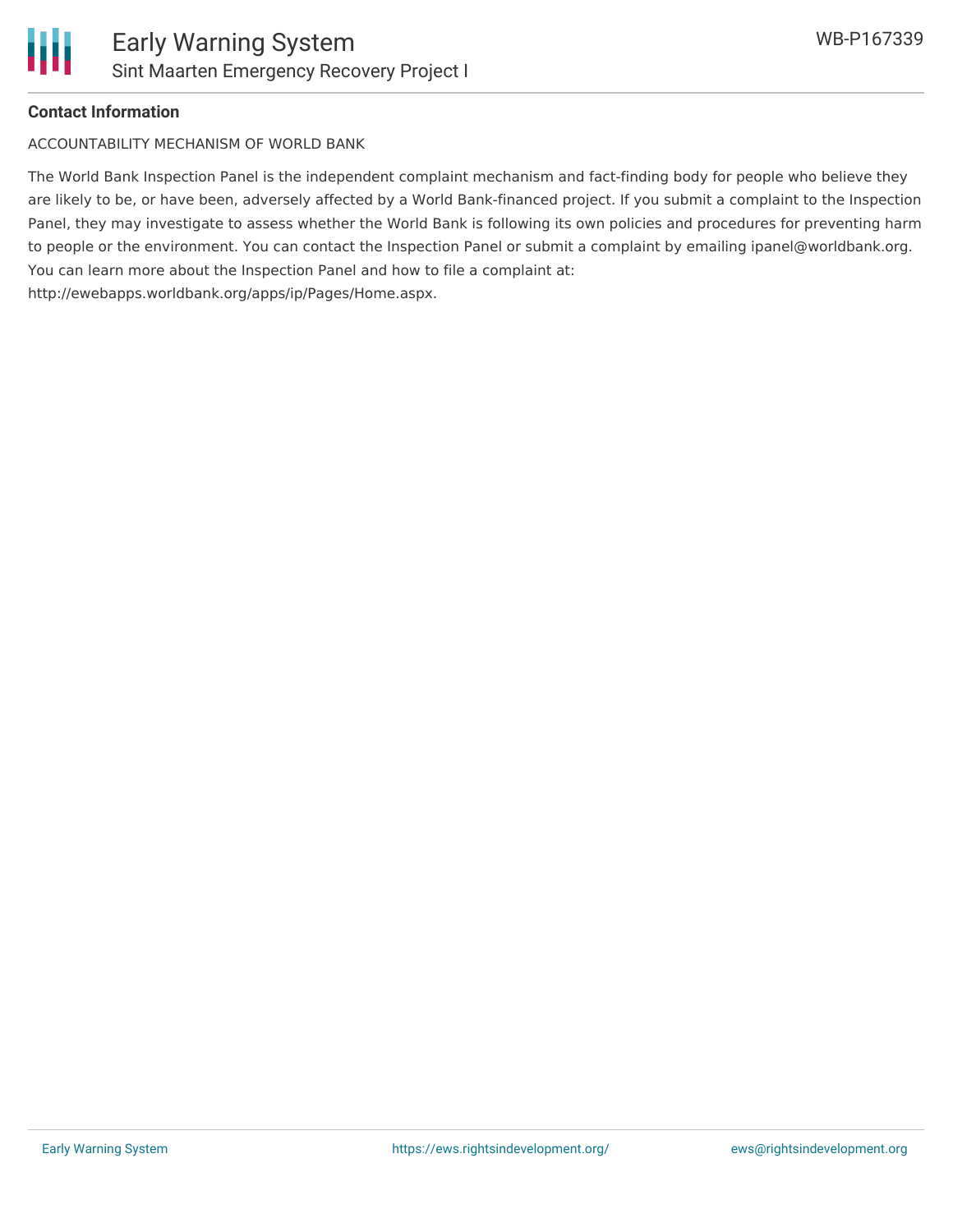**Contact Information**

ACCOUNTABILITY MECHANISM OF WORLD BANK

The World Bank Inspection Panel is the independent complaint mechanism and fact-finding body for people who believe they are likely to be, or have been, adversely affected by a World Bank-financed project. If you submit a complaint to the Inspection Panel, they may investigate to assess whether the World Bank is following its own policies and procedures for preventing harm to people or the environment. You can contact the Inspection Panel or submit a complaint by emailing ipanel@worldbank.org. You can learn more about the Inspection Panel and how to file a complaint at: http://ewebapps.worldbank.org/apps/ip/Pages/Home.aspx.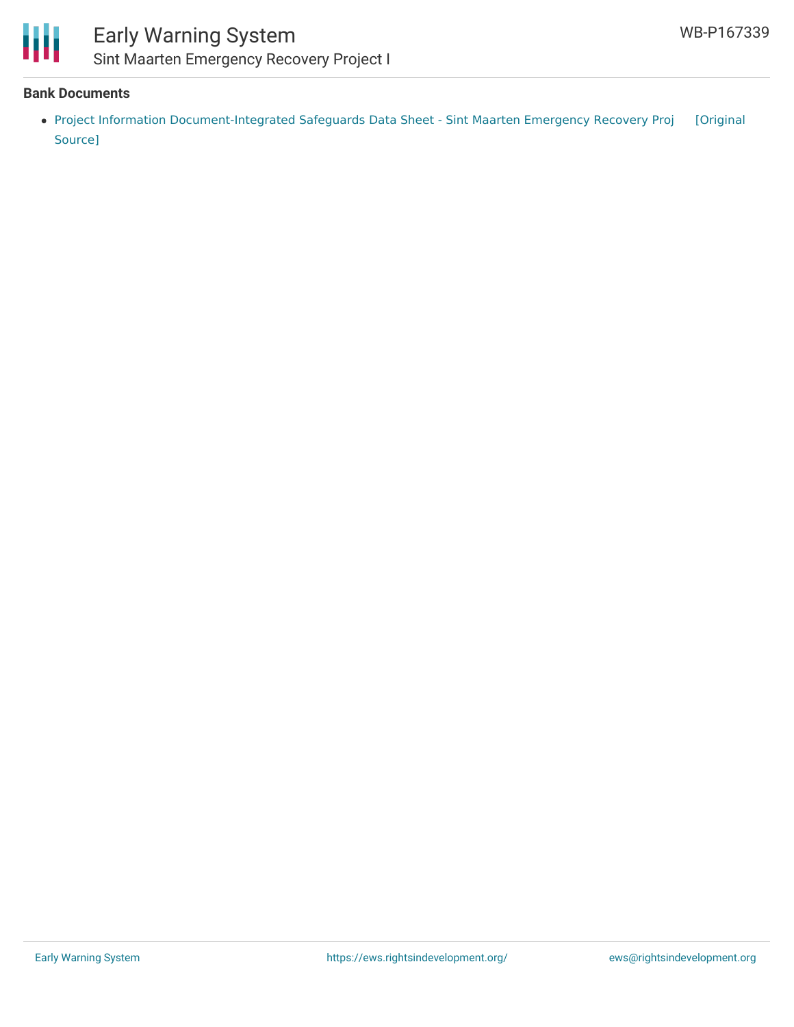**Bank Documents**

- Project Information Document-Integrated Safeguards Data Sheet - Sint Maarten Emergency Recovery Proj [Original Source]